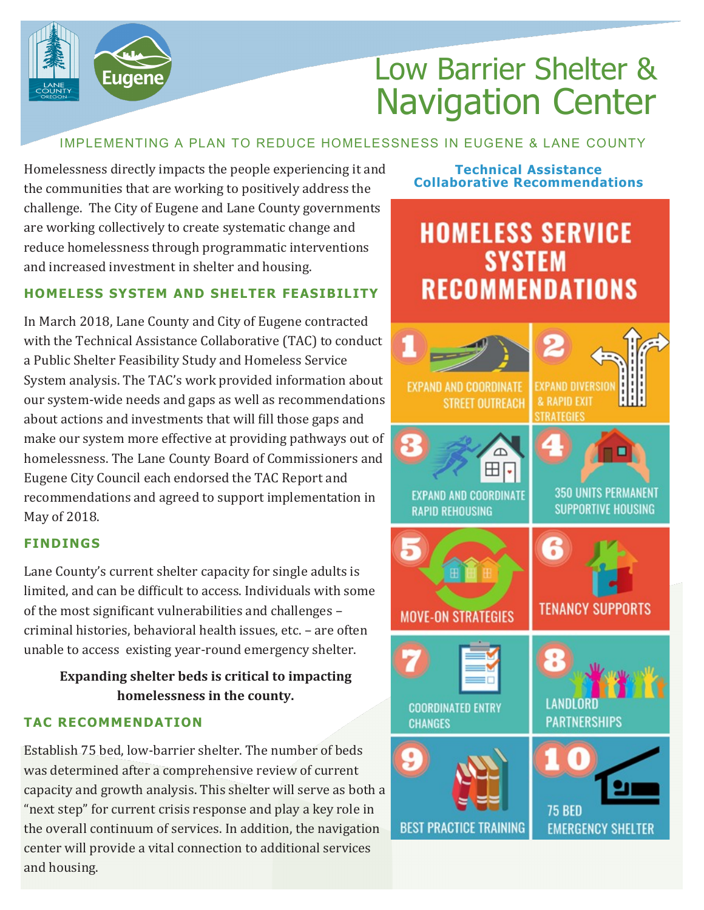# Low Barrier Shelter & Navigation Center

IMPLEMENTING A PLAN TO REDUCE HOMELESSNESS IN EUGENE & LANE COUNTY

Homelessness directly impacts the people experiencing it and the communities that are working to positively address the challenge. The City of Eugene and Lane County governments are working collectively to create systematic change and reduce homelessness through programmatic interventions and increased investment in shelter and housing.

## HOMELESS SYSTEM AND SHELTER FEASIBILITY

In March 2018, Lane County and City of Eugene contracted with the Technical Assistance Collaborative (TAC) to conduct a Public Shelter Feasibility Study and Homeless Service System analysis. The TAC's work provided information about our system-wide needs and gaps as well as recommendations about actions and investments that will fill those gaps and make our system more effective at providing pathways out of homelessness. The Lane County Board of Commissioners and Eugene City Council each endorsed the TAC Report and recommendations and agreed to support implementation in May of 2018.

## FINDINGS

Lane County's current shelter capacity for single adults is limited, and can be difficult to access. Individuals with some of the most significant vulnerabilities and challenges – criminal histories, behavioral health issues, etc. – are often unable to access existing year-round emergency shelter.

**Expanding shelter beds is critical to impacting homelessness in the county.**

## TAC RECOMMENDATION

Establish 75 bed, low-barrier shelter. The number of beds was determined after a comprehensive review of current capacity and growth analysis. This shelter will serve as both a "next step" for current crisis response and play a key role in the overall continuum of services. In addition, the navigation center will provide a vital connection to additional services and housing.

### Technical Assistance Collaborative Recommendations

**HOMELESS SERVICE SYSTEM RECOMMENDATIONS**

1. EXPAND AND COORDINATE STREET OUTREACH
2. EXPAND DIVERSION & RAPID EXIT STRATEGIES
3. EXPAND AND COORDINATE RAPID REHOUSING
4. 350 UNITS PERMANENT SUPPORTIVE HOUSING
5. MOVE-ON STRATEGIES
6. TENANCY SUPPORTS
7. COORDINATED ENTRY CHANGES
8. LANDLORD PARTNERSHIPS
9. BEST PRACTICE TRAINING
10. 75 BED EMERGENCY SHELTER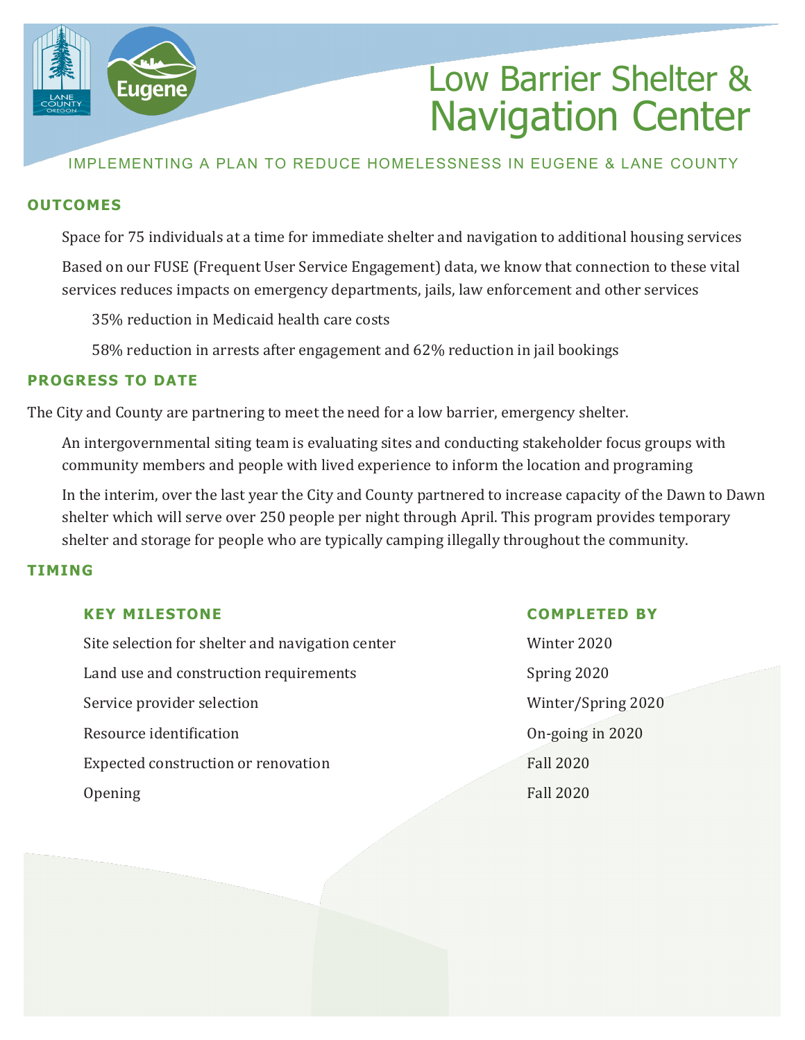# Low Barrier Shelter & Navigation Center

IMPLEMENTING A PLAN TO REDUCE HOMELESSNESS IN EUGENE & LANE COUNTY

## OUTCOMES

Space for 75 individuals at a time for immediate shelter and navigation to additional housing services

Based on our FUSE (Frequent User Service Engagement) data, we know that connection to these vital services reduces impacts on emergency departments, jails, law enforcement and other services

- 35% reduction in Medicaid health care costs
- 58% reduction in arrests after engagement and 62% reduction in jail bookings

## PROGRESS TO DATE

The City and County are partnering to meet the need for a low barrier, emergency shelter.

An intergovernmental siting team is evaluating sites and conducting stakeholder focus groups with community members and people with lived experience to inform the location and programing

In the interim, over the last year the City and County partnered to increase capacity of the Dawn to Dawn shelter which will serve over 250 people per night through April. This program provides temporary shelter and storage for people who are typically camping illegally throughout the community.

## TIMING

| KEY MILESTONE | COMPLETED BY |
|---|---|
| Site selection for shelter and navigation center | Winter 2020 |
| Land use and construction requirements | Spring 2020 |
| Service provider selection | Winter/Spring 2020 |
| Resource identification | On-going in 2020 |
| Expected construction or renovation | Fall 2020 |
| Opening | Fall 2020 |